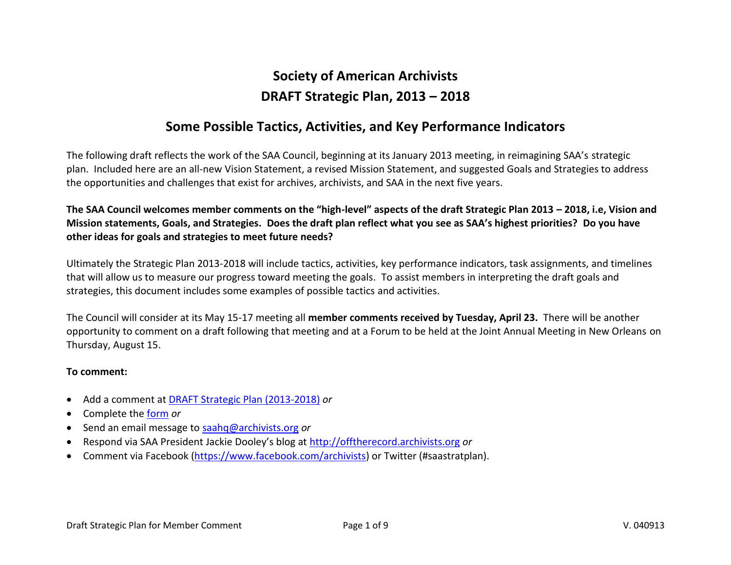# Society of American Archivists

# DRAFT Strategic Plan, 2013 – 2018

## Some Possible Tactics, Activities, and Key Performance Indicators

The following draft reflects the work of the SAA Council, beginning at its January 2013 meeting, in reimagining SAA's strategic plan. Included here are an all-new Vision Statement, a revised Mission Statement, and suggested Goals and Strategies to address the opportunities and challenges that exist for archives, archivists, and SAA in the next five years.

**The SAA Council welcomes member comments on the "high-level" aspects of the draft Strategic Plan 2013 – 2018, i.e, Vision and Mission statements, Goals, and Strategies. Does the draft plan reflect what you see as SAA's highest priorities? Do you have other ideas for goals and strategies to meet future needs?**

Ultimately the Strategic Plan 2013-2018 will include tactics, activities, key performance indicators, task assignments, and timelines that will allow us to measure our progress toward meeting the goals. To assist members in interpreting the draft goals and strategies, this document includes some examples of possible tactics and activities.

The Council will consider at its May 15-17 meeting all **member comments received by Tuesday, April 23.** There will be another opportunity to comment on a draft following that meeting and at a Forum to be held at the Joint Annual Meeting in New Orleans on Thursday, August 15.

**To comment:**

- Add a comment at DRAFT Strategic Plan (2013-2018) *or*
- Complete the form *or*
- Send an email message to saahq@archivists.org *or*
- Respond via SAA President Jackie Dooley's blog at http://offtherecord.archivists.org *or*
- Comment via Facebook (https://www.facebook.com/archivists) or Twitter (#saastratplan).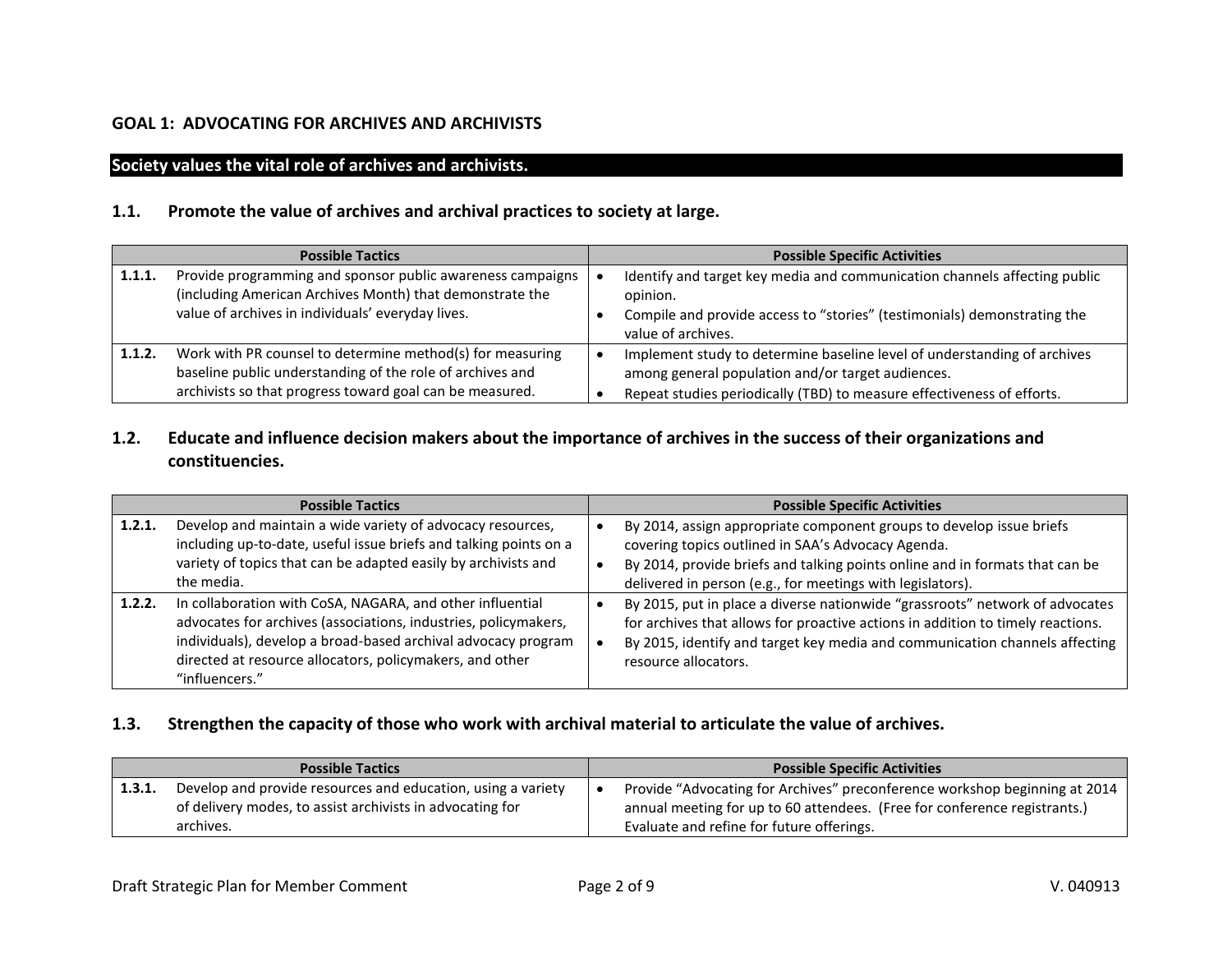## GOAL 1: ADVOCATING FOR ARCHIVES AND ARCHIVISTS

**Society values the vital role of archives and archivists.**

### 1.1. Promote the value of archives and archival practices to society at large.

| Possible Tactics | Possible Specific Activities |
|---|---|
| **1.1.1.** Provide programming and sponsor public awareness campaigns (including American Archives Month) that demonstrate the value of archives in individuals' everyday lives. | • Identify and target key media and communication channels affecting public opinion.<br>• Compile and provide access to "stories" (testimonials) demonstrating the value of archives. |
| **1.1.2.** Work with PR counsel to determine method(s) for measuring baseline public understanding of the role of archives and archivists so that progress toward goal can be measured. | • Implement study to determine baseline level of understanding of archives among general population and/or target audiences.<br>• Repeat studies periodically (TBD) to measure effectiveness of efforts. |

### 1.2. Educate and influence decision makers about the importance of archives in the success of their organizations and constituencies.

| Possible Tactics | Possible Specific Activities |
|---|---|
| **1.2.1.** Develop and maintain a wide variety of advocacy resources, including up-to-date, useful issue briefs and talking points on a variety of topics that can be adapted easily by archivists and the media. | • By 2014, assign appropriate component groups to develop issue briefs covering topics outlined in SAA's Advocacy Agenda.<br>• By 2014, provide briefs and talking points online and in formats that can be delivered in person (e.g., for meetings with legislators). |
| **1.2.2.** In collaboration with CoSA, NAGARA, and other influential advocates for archives (associations, industries, policymakers, individuals), develop a broad-based archival advocacy program directed at resource allocators, policymakers, and other "influencers." | • By 2015, put in place a diverse nationwide "grassroots" network of advocates for archives that allows for proactive actions in addition to timely reactions.<br>• By 2015, identify and target key media and communication channels affecting resource allocators. |

### 1.3. Strengthen the capacity of those who work with archival material to articulate the value of archives.

| Possible Tactics | Possible Specific Activities |
|---|---|
| **1.3.1.** Develop and provide resources and education, using a variety of delivery modes, to assist archivists in advocating for archives. | • Provide "Advocating for Archives" preconference workshop beginning at 2014 annual meeting for up to 60 attendees. (Free for conference registrants.) Evaluate and refine for future offerings. |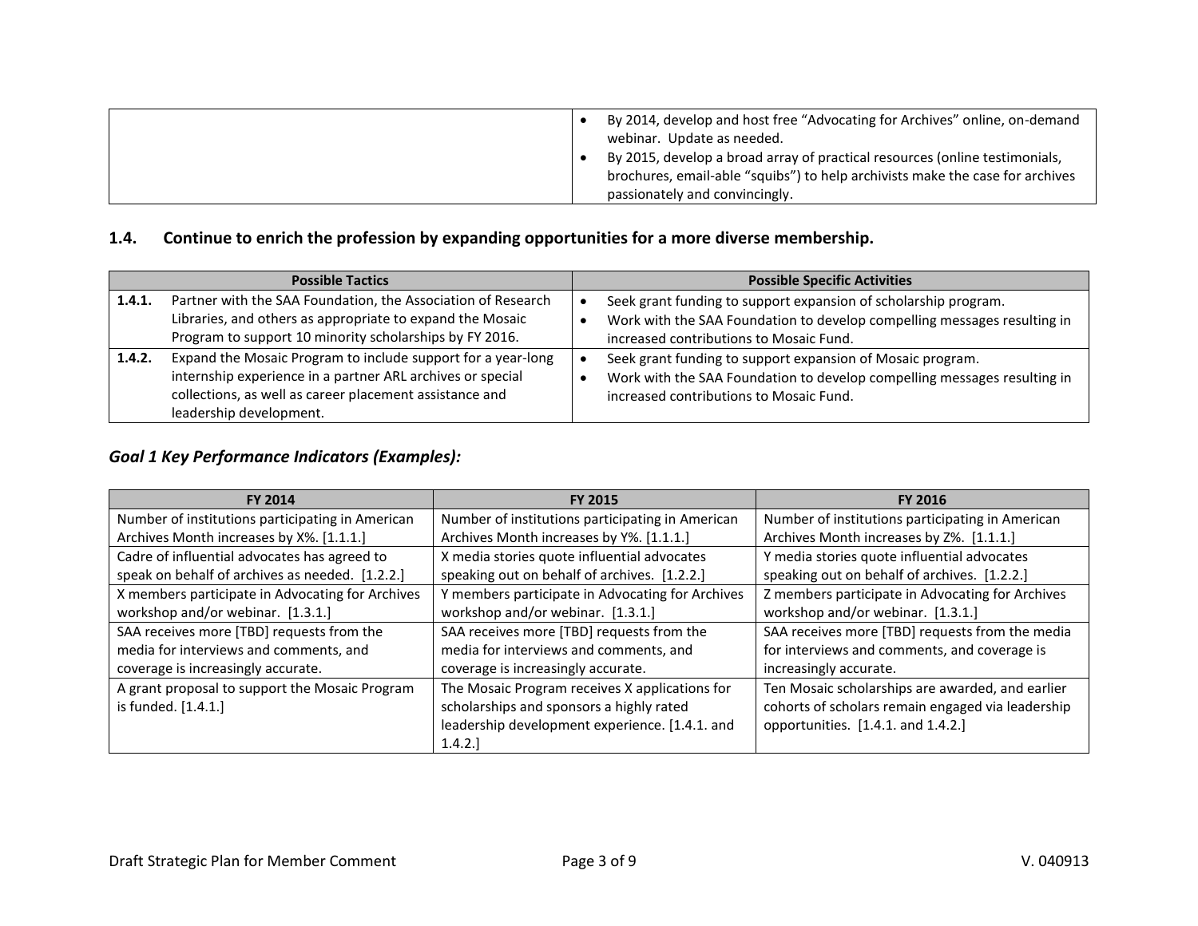| | |
|---|---|
| | • By 2014, develop and host free "Advocating for Archives" online, on-demand webinar. Update as needed.<br>• By 2015, develop a broad array of practical resources (online testimonials, brochures, email-able "squibs") to help archivists make the case for archives passionately and convincingly. |

### 1.4. Continue to enrich the profession by expanding opportunities for a more diverse membership.

| Possible Tactics | Possible Specific Activities |
|---|---|
| **1.4.1.** Partner with the SAA Foundation, the Association of Research Libraries, and others as appropriate to expand the Mosaic Program to support 10 minority scholarships by FY 2016. | • Seek grant funding to support expansion of scholarship program.<br>• Work with the SAA Foundation to develop compelling messages resulting in increased contributions to Mosaic Fund. |
| **1.4.2.** Expand the Mosaic Program to include support for a year-long internship experience in a partner ARL archives or special collections, as well as career placement assistance and leadership development. | • Seek grant funding to support expansion of Mosaic program.<br>• Work with the SAA Foundation to develop compelling messages resulting in increased contributions to Mosaic Fund. |

### *Goal 1 Key Performance Indicators (Examples):*

| FY 2014 | FY 2015 | FY 2016 |
|---|---|---|
| Number of institutions participating in American Archives Month increases by X%. [1.1.1.] | Number of institutions participating in American Archives Month increases by Y%. [1.1.1.] | Number of institutions participating in American Archives Month increases by Z%. [1.1.1.] |
| Cadre of influential advocates has agreed to speak on behalf of archives as needed. [1.2.2.] | X media stories quote influential advocates speaking out on behalf of archives. [1.2.2.] | Y media stories quote influential advocates speaking out on behalf of archives. [1.2.2.] |
| X members participate in Advocating for Archives workshop and/or webinar. [1.3.1.] | Y members participate in Advocating for Archives workshop and/or webinar. [1.3.1.] | Z members participate in Advocating for Archives workshop and/or webinar. [1.3.1.] |
| SAA receives more [TBD] requests from the media for interviews and comments, and coverage is increasingly accurate. | SAA receives more [TBD] requests from the media for interviews and comments, and coverage is increasingly accurate. | SAA receives more [TBD] requests from the media for interviews and comments, and coverage is increasingly accurate. |
| A grant proposal to support the Mosaic Program is funded. [1.4.1.] | The Mosaic Program receives X applications for scholarships and sponsors a highly rated leadership development experience. [1.4.1. and 1.4.2.] | Ten Mosaic scholarships are awarded, and earlier cohorts of scholars remain engaged via leadership opportunities. [1.4.1. and 1.4.2.] |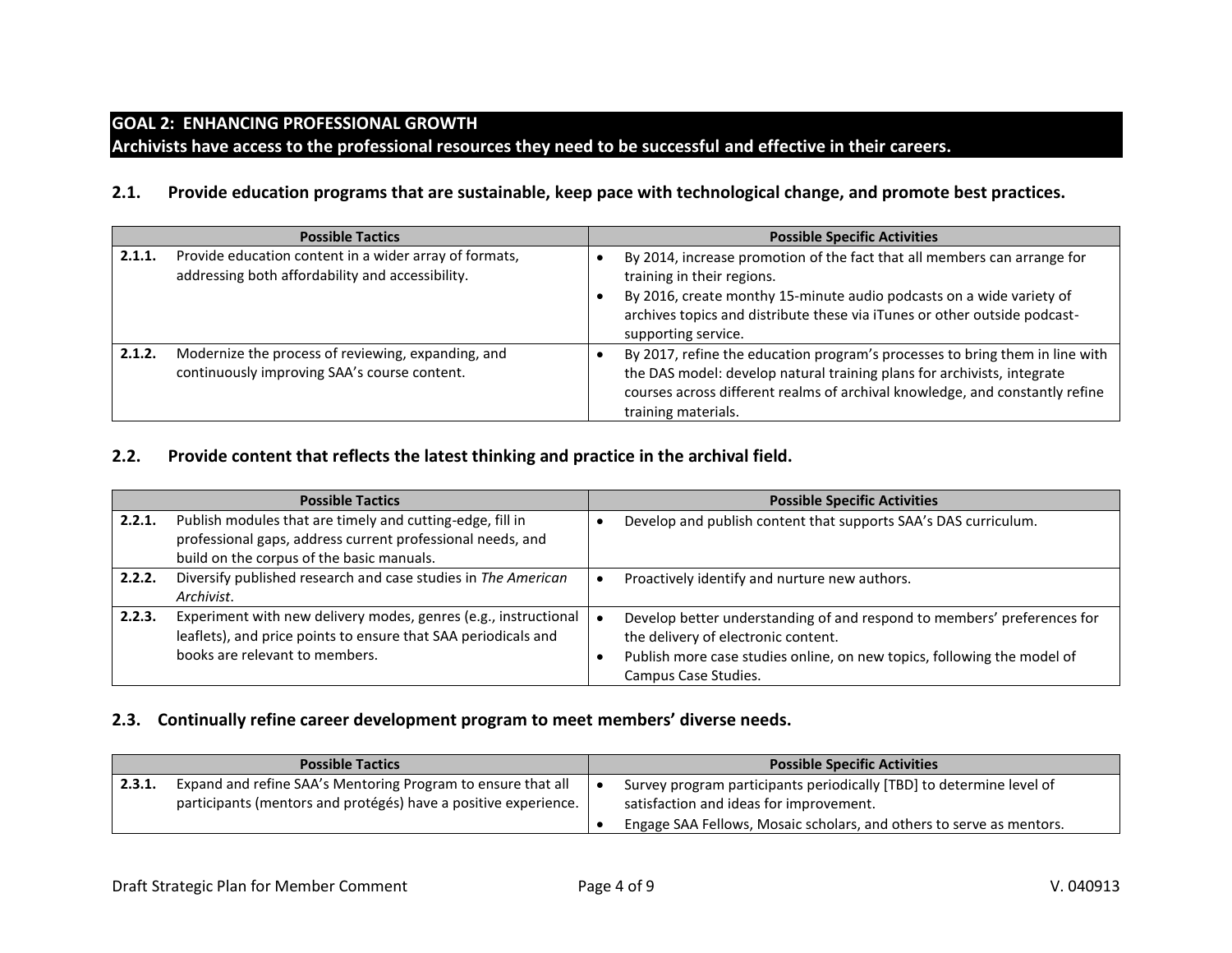## GOAL 2: ENHANCING PROFESSIONAL GROWTH
**Archivists have access to the professional resources they need to be successful and effective in their careers.**

### 2.1. Provide education programs that are sustainable, keep pace with technological change, and promote best practices.

| Possible Tactics | Possible Specific Activities |
|---|---|
| **2.1.1.** Provide education content in a wider array of formats, addressing both affordability and accessibility. | • By 2014, increase promotion of the fact that all members can arrange for training in their regions.<br>• By 2016, create monthy 15-minute audio podcasts on a wide variety of archives topics and distribute these via iTunes or other outside podcast-supporting service. |
| **2.1.2.** Modernize the process of reviewing, expanding, and continuously improving SAA's course content. | • By 2017, refine the education program's processes to bring them in line with the DAS model: develop natural training plans for archivists, integrate courses across different realms of archival knowledge, and constantly refine training materials. |

### 2.2. Provide content that reflects the latest thinking and practice in the archival field.

| Possible Tactics | Possible Specific Activities |
|---|---|
| **2.2.1.** Publish modules that are timely and cutting-edge, fill in professional gaps, address current professional needs, and build on the corpus of the basic manuals. | • Develop and publish content that supports SAA's DAS curriculum. |
| **2.2.2.** Diversify published research and case studies in *The American Archivist*. | • Proactively identify and nurture new authors. |
| **2.2.3.** Experiment with new delivery modes, genres (e.g., instructional leaflets), and price points to ensure that SAA periodicals and books are relevant to members. | • Develop better understanding of and respond to members' preferences for the delivery of electronic content.<br>• Publish more case studies online, on new topics, following the model of Campus Case Studies. |

### 2.3. Continually refine career development program to meet members' diverse needs.

| Possible Tactics | Possible Specific Activities |
|---|---|
| **2.3.1.** Expand and refine SAA's Mentoring Program to ensure that all participants (mentors and protégés) have a positive experience. | • Survey program participants periodically [TBD] to determine level of satisfaction and ideas for improvement.<br>• Engage SAA Fellows, Mosaic scholars, and others to serve as mentors. |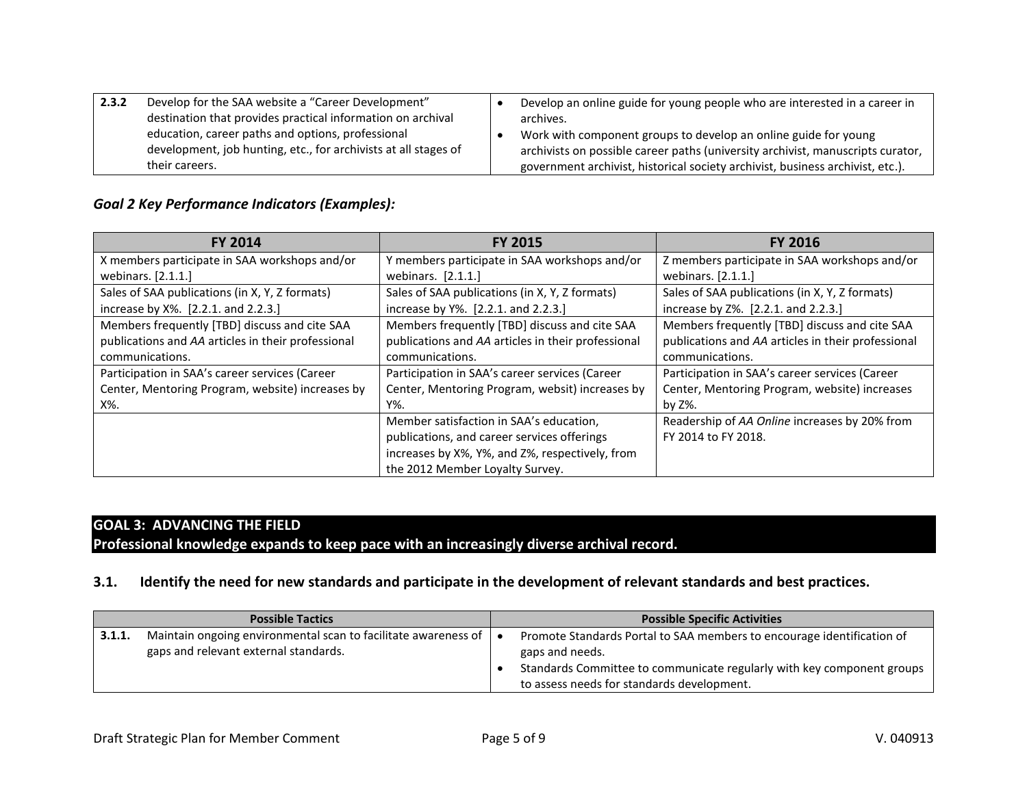| | | |
|---|---|---|
| **2.3.2** | Develop for the SAA website a "Career Development" destination that provides practical information on archival education, career paths and options, professional development, job hunting, etc., for archivists at all stages of their careers. | • Develop an online guide for young people who are interested in a career in archives.<br>• Work with component groups to develop an online guide for young archivists on possible career paths (university archivist, manuscripts curator, government archivist, historical society archivist, business archivist, etc.). |

### *Goal 2 Key Performance Indicators (Examples):*

| FY 2014 | FY 2015 | FY 2016 |
|---|---|---|
| X members participate in SAA workshops and/or webinars. [2.1.1.] | Y members participate in SAA workshops and/or webinars. [2.1.1.] | Z members participate in SAA workshops and/or webinars. [2.1.1.] |
| Sales of SAA publications (in X, Y, Z formats) increase by X%. [2.2.1. and 2.2.3.] | Sales of SAA publications (in X, Y, Z formats) increase by Y%. [2.2.1. and 2.2.3.] | Sales of SAA publications (in X, Y, Z formats) increase by Z%. [2.2.1. and 2.2.3.] |
| Members frequently [TBD] discuss and cite SAA publications and *AA* articles in their professional communications. | Members frequently [TBD] discuss and cite SAA publications and *AA* articles in their professional communications. | Members frequently [TBD] discuss and cite SAA publications and *AA* articles in their professional communications. |
| Participation in SAA's career services (Career Center, Mentoring Program, website) increases by X%. | Participation in SAA's career services (Career Center, Mentoring Program, websit) increases by Y%. | Participation in SAA's career services (Career Center, Mentoring Program, website) increases by Z%. |
| | Member satisfaction in SAA's education, publications, and career services offerings increases by X%, Y%, and Z%, respectively, from the 2012 Member Loyalty Survey. | Readership of *AA Online* increases by 20% from FY 2014 to FY 2018. |

## GOAL 3: ADVANCING THE FIELD
**Professional knowledge expands to keep pace with an increasingly diverse archival record.**

### 3.1. Identify the need for new standards and participate in the development of relevant standards and best practices.

| | Possible Tactics | Possible Specific Activities |
|---|---|---|
| **3.1.1.** | Maintain ongoing environmental scan to facilitate awareness of gaps and relevant external standards. | • Promote Standards Portal to SAA members to encourage identification of gaps and needs.<br>• Standards Committee to communicate regularly with key component groups to assess needs for standards development. |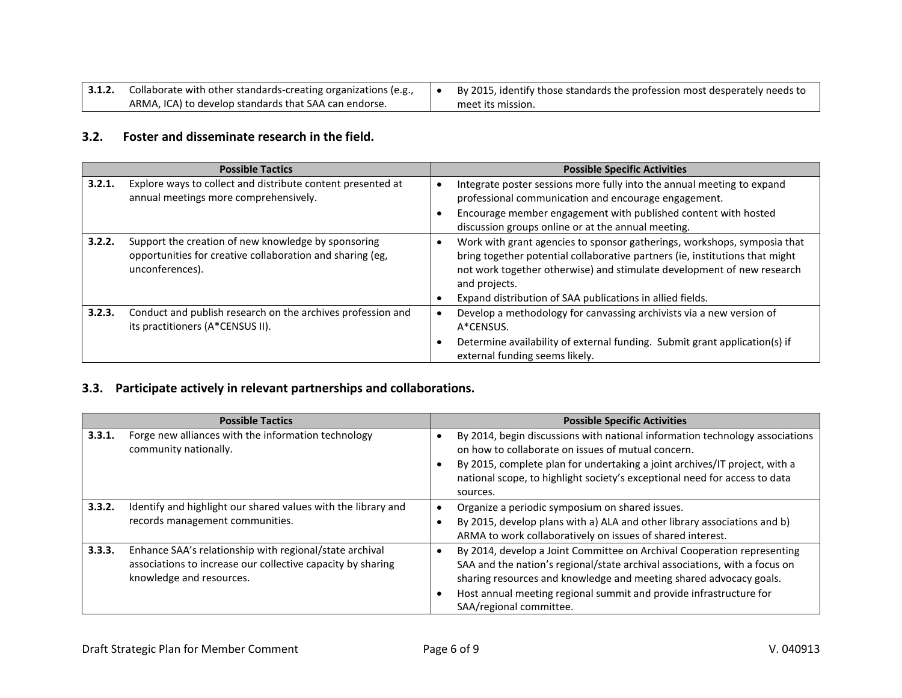| | |
|---|---|
| **3.1.2.** Collaborate with other standards-creating organizations (e.g., ARMA, ICA) to develop standards that SAA can endorse. | • By 2015, identify those standards the profession most desperately needs to meet its mission. |

### 3.2. Foster and disseminate research in the field.

| Possible Tactics | Possible Specific Activities |
|---|---|
| **3.2.1.** Explore ways to collect and distribute content presented at annual meetings more comprehensively. | • Integrate poster sessions more fully into the annual meeting to expand professional communication and encourage engagement.<br>• Encourage member engagement with published content with hosted discussion groups online or at the annual meeting. |
| **3.2.2.** Support the creation of new knowledge by sponsoring opportunities for creative collaboration and sharing (eg, unconferences). | • Work with grant agencies to sponsor gatherings, workshops, symposia that bring together potential collaborative partners (ie, institutions that might not work together otherwise) and stimulate development of new research and projects.<br>• Expand distribution of SAA publications in allied fields. |
| **3.2.3.** Conduct and publish research on the archives profession and its practitioners (A*CENSUS II). | • Develop a methodology for canvassing archivists via a new version of A*CENSUS.<br>• Determine availability of external funding. Submit grant application(s) if external funding seems likely. |

### 3.3. Participate actively in relevant partnerships and collaborations.

| Possible Tactics | Possible Specific Activities |
|---|---|
| **3.3.1.** Forge new alliances with the information technology community nationally. | • By 2014, begin discussions with national information technology associations on how to collaborate on issues of mutual concern.<br>• By 2015, complete plan for undertaking a joint archives/IT project, with a national scope, to highlight society's exceptional need for access to data sources. |
| **3.3.2.** Identify and highlight our shared values with the library and records management communities. | • Organize a periodic symposium on shared issues.<br>• By 2015, develop plans with a) ALA and other library associations and b) ARMA to work collaboratively on issues of shared interest. |
| **3.3.3.** Enhance SAA's relationship with regional/state archival associations to increase our collective capacity by sharing knowledge and resources. | • By 2014, develop a Joint Committee on Archival Cooperation representing SAA and the nation's regional/state archival associations, with a focus on sharing resources and knowledge and meeting shared advocacy goals.<br>• Host annual meeting regional summit and provide infrastructure for SAA/regional committee. |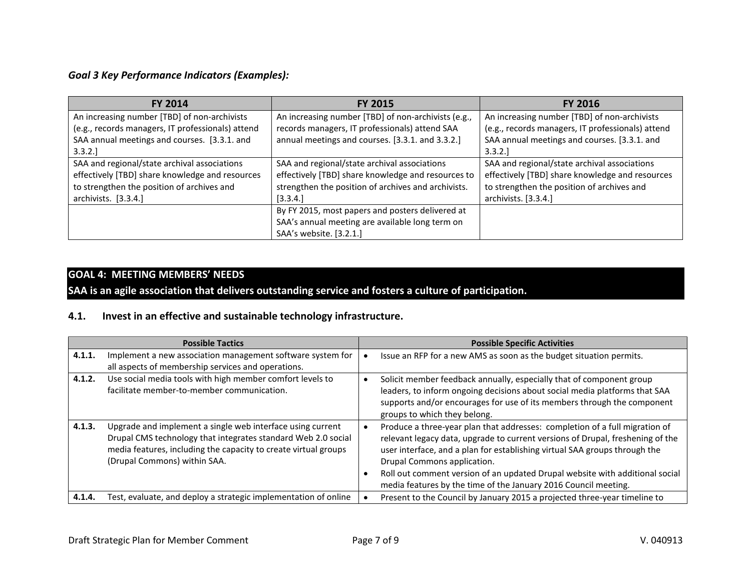### *Goal 3 Key Performance Indicators (Examples):*

| FY 2014 | FY 2015 | FY 2016 |
|---|---|---|
| An increasing number [TBD] of non-archivists (e.g., records managers, IT professionals) attend SAA annual meetings and courses. [3.3.1. and 3.3.2.] | An increasing number [TBD] of non-archivists (e.g., records managers, IT professionals) attend SAA annual meetings and courses. [3.3.1. and 3.3.2.] | An increasing number [TBD] of non-archivists (e.g., records managers, IT professionals) attend SAA annual meetings and courses. [3.3.1. and 3.3.2.] |
| SAA and regional/state archival associations effectively [TBD] share knowledge and resources to strengthen the position of archives and archivists. [3.3.4.] | SAA and regional/state archival associations effectively [TBD] share knowledge and resources to strengthen the position of archives and archivists. [3.3.4.] | SAA and regional/state archival associations effectively [TBD] share knowledge and resources to strengthen the position of archives and archivists. [3.3.4.] |
| | By FY 2015, most papers and posters delivered at SAA's annual meeting are available long term on SAA's website. [3.2.1.] | |

## GOAL 4: MEETING MEMBERS' NEEDS

**SAA is an agile association that delivers outstanding service and fosters a culture of participation.**

### 4.1. Invest in an effective and sustainable technology infrastructure.

| | Possible Tactics | Possible Specific Activities |
|---|---|---|
| **4.1.1.** | Implement a new association management software system for all aspects of membership services and operations. | • Issue an RFP for a new AMS as soon as the budget situation permits. |
| **4.1.2.** | Use social media tools with high member comfort levels to facilitate member-to-member communication. | • Solicit member feedback annually, especially that of component group leaders, to inform ongoing decisions about social media platforms that SAA supports and/or encourages for use of its members through the component groups to which they belong. |
| **4.1.3.** | Upgrade and implement a single web interface using current Drupal CMS technology that integrates standard Web 2.0 social media features, including the capacity to create virtual groups (Drupal Commons) within SAA. | • Produce a three-year plan that addresses: completion of a full migration of relevant legacy data, upgrade to current versions of Drupal, freshening of the user interface, and a plan for establishing virtual SAA groups through the Drupal Commons application.<br>• Roll out comment version of an updated Drupal website with additional social media features by the time of the January 2016 Council meeting. |
| **4.1.4.** | Test, evaluate, and deploy a strategic implementation of online | • Present to the Council by January 2015 a projected three-year timeline to |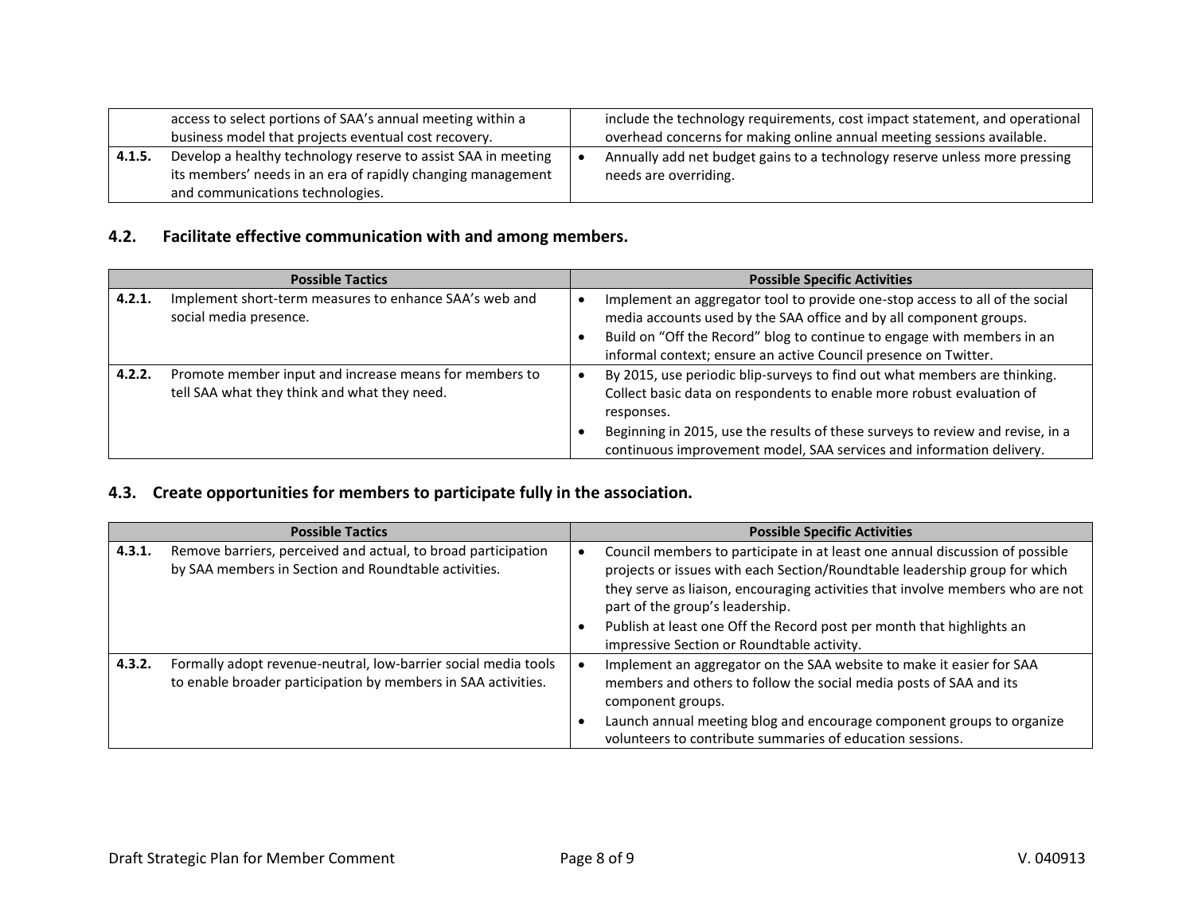| | | |
|---|---|---|
| | access to select portions of SAA's annual meeting within a business model that projects eventual cost recovery. | include the technology requirements, cost impact statement, and operational overhead concerns for making online annual meeting sessions available. |
| **4.1.5.** | Develop a healthy technology reserve to assist SAA in meeting its members' needs in an era of rapidly changing management and communications technologies. | • Annually add net budget gains to a technology reserve unless more pressing needs are overriding. |

## 4.2. Facilitate effective communication with and among members.

| Possible Tactics | | Possible Specific Activities |
|---|---|---|
| **4.2.1.** | Implement short-term measures to enhance SAA's web and social media presence. | • Implement an aggregator tool to provide one-stop access to all of the social media accounts used by the SAA office and by all component groups.<br>• Build on "Off the Record" blog to continue to engage with members in an informal context; ensure an active Council presence on Twitter. |
| **4.2.2.** | Promote member input and increase means for members to tell SAA what they think and what they need. | • By 2015, use periodic blip-surveys to find out what members are thinking. Collect basic data on respondents to enable more robust evaluation of responses.<br>• Beginning in 2015, use the results of these surveys to review and revise, in a continuous improvement model, SAA services and information delivery. |

## 4.3. Create opportunities for members to participate fully in the association.

| Possible Tactics | | Possible Specific Activities |
|---|---|---|
| **4.3.1.** | Remove barriers, perceived and actual, to broad participation by SAA members in Section and Roundtable activities. | • Council members to participate in at least one annual discussion of possible projects or issues with each Section/Roundtable leadership group for which they serve as liaison, encouraging activities that involve members who are not part of the group's leadership.<br>• Publish at least one Off the Record post per month that highlights an impressive Section or Roundtable activity. |
| **4.3.2.** | Formally adopt revenue-neutral, low-barrier social media tools to enable broader participation by members in SAA activities. | • Implement an aggregator on the SAA website to make it easier for SAA members and others to follow the social media posts of SAA and its component groups.<br>• Launch annual meeting blog and encourage component groups to organize volunteers to contribute summaries of education sessions. |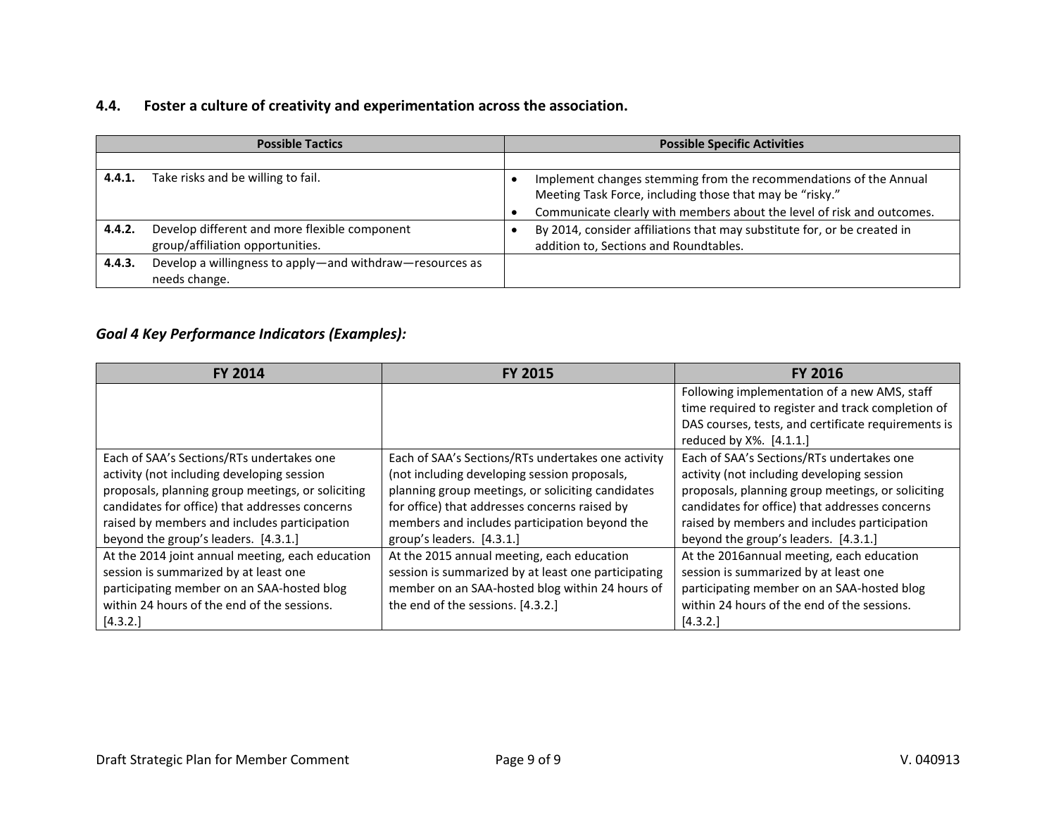### 4.4. Foster a culture of creativity and experimentation across the association.

| Possible Tactics | Possible Specific Activities |
|---|---|
| | |
| **4.4.1.** Take risks and be willing to fail. | • Implement changes stemming from the recommendations of the Annual Meeting Task Force, including those that may be "risky."<br>• Communicate clearly with members about the level of risk and outcomes. |
| **4.4.2.** Develop different and more flexible component group/affiliation opportunities. | • By 2014, consider affiliations that may substitute for, or be created in addition to, Sections and Roundtables. |
| **4.4.3.** Develop a willingness to apply—and withdraw—resources as needs change. | |

### *Goal 4 Key Performance Indicators (Examples):*

| FY 2014 | FY 2015 | FY 2016 |
|---|---|---|
| | | Following implementation of a new AMS, staff time required to register and track completion of DAS courses, tests, and certificate requirements is reduced by X%. [4.1.1.] |
| Each of SAA's Sections/RTs undertakes one activity (not including developing session proposals, planning group meetings, or soliciting candidates for office) that addresses concerns raised by members and includes participation beyond the group's leaders. [4.3.1.] | Each of SAA's Sections/RTs undertakes one activity (not including developing session proposals, planning group meetings, or soliciting candidates for office) that addresses concerns raised by members and includes participation beyond the group's leaders. [4.3.1.] | Each of SAA's Sections/RTs undertakes one activity (not including developing session proposals, planning group meetings, or soliciting candidates for office) that addresses concerns raised by members and includes participation beyond the group's leaders. [4.3.1.] |
| At the 2014 joint annual meeting, each education session is summarized by at least one participating member on an SAA-hosted blog within 24 hours of the end of the sessions. [4.3.2.] | At the 2015 annual meeting, each education session is summarized by at least one participating member on an SAA-hosted blog within 24 hours of the end of the sessions. [4.3.2.] | At the 2016annual meeting, each education session is summarized by at least one participating member on an SAA-hosted blog within 24 hours of the end of the sessions. [4.3.2.] |